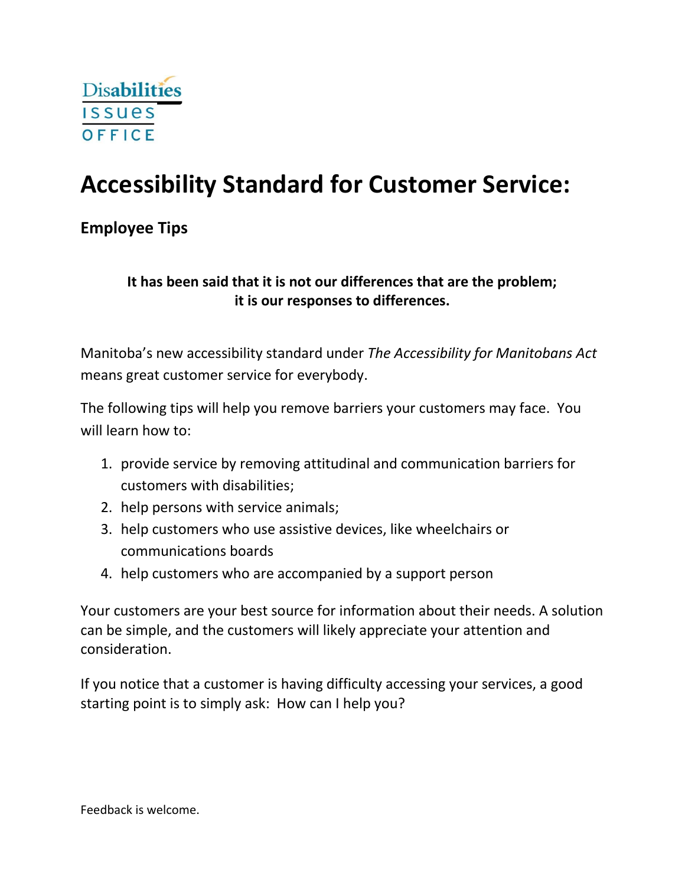Disabilities Issues Office

# Accessibility Standard for Customer Service:

## Employee Tips

**It has been said that it is not our differences that are the problem; it is our responses to differences.**

Manitoba's new accessibility standard under *The Accessibility for Manitobans Act* means great customer service for everybody.

The following tips will help you remove barriers your customers may face. You will learn how to:

1. provide service by removing attitudinal and communication barriers for customers with disabilities;
2. help persons with service animals;
3. help customers who use assistive devices, like wheelchairs or communications boards
4. help customers who are accompanied by a support person

Your customers are your best source for information about their needs. A solution can be simple, and the customers will likely appreciate your attention and consideration.

If you notice that a customer is having difficulty accessing your services, a good starting point is to simply ask: How can I help you?

Feedback is welcome.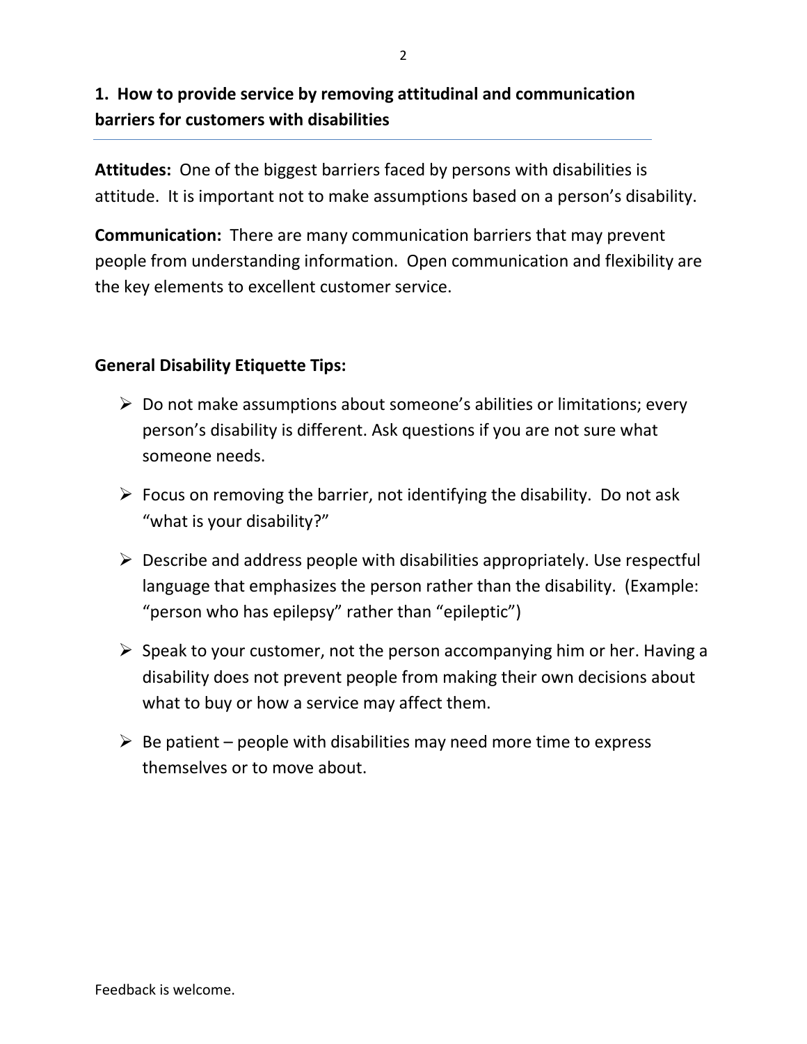## 1. How to provide service by removing attitudinal and communication barriers for customers with disabilities

**Attitudes:** One of the biggest barriers faced by persons with disabilities is attitude. It is important not to make assumptions based on a person's disability.

**Communication:** There are many communication barriers that may prevent people from understanding information. Open communication and flexibility are the key elements to excellent customer service.

### General Disability Etiquette Tips:

- Do not make assumptions about someone's abilities or limitations; every person's disability is different. Ask questions if you are not sure what someone needs.
- Focus on removing the barrier, not identifying the disability. Do not ask "what is your disability?"
- Describe and address people with disabilities appropriately. Use respectful language that emphasizes the person rather than the disability. (Example: "person who has epilepsy" rather than "epileptic")
- Speak to your customer, not the person accompanying him or her. Having a disability does not prevent people from making their own decisions about what to buy or how a service may affect them.
- Be patient – people with disabilities may need more time to express themselves or to move about.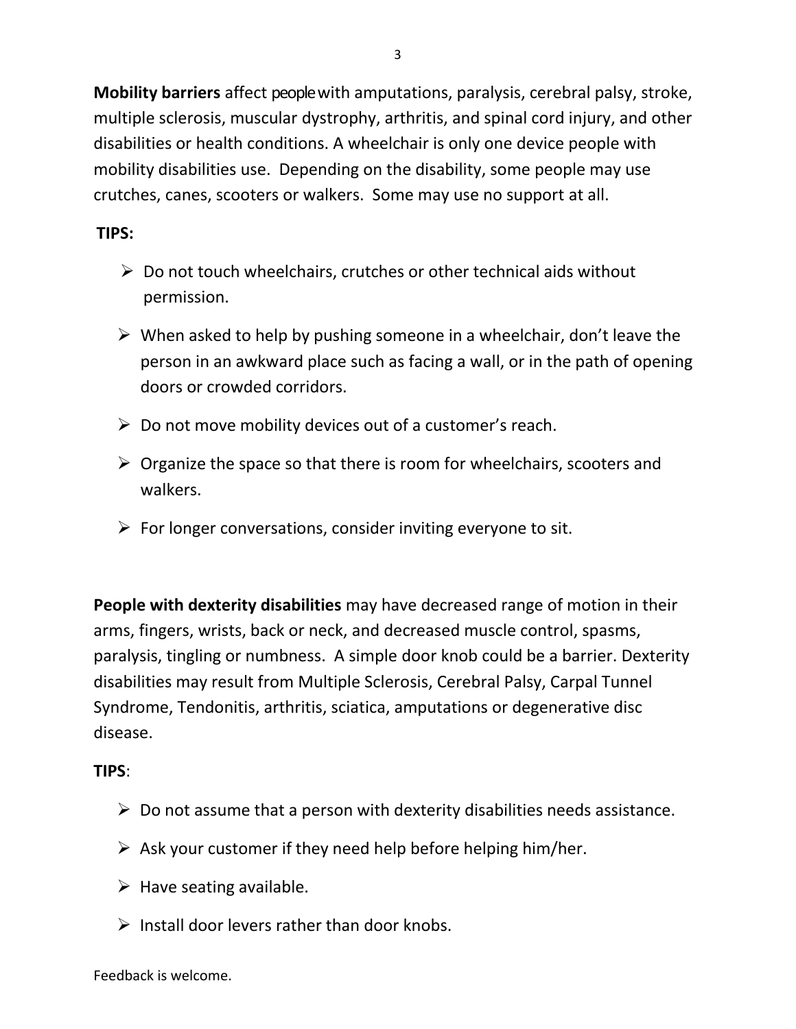**Mobility barriers** affect people with amputations, paralysis, cerebral palsy, stroke, multiple sclerosis, muscular dystrophy, arthritis, and spinal cord injury, and other disabilities or health conditions. A wheelchair is only one device people with mobility disabilities use. Depending on the disability, some people may use crutches, canes, scooters or walkers. Some may use no support at all.

**TIPS:**

- Do not touch wheelchairs, crutches or other technical aids without permission.
- When asked to help by pushing someone in a wheelchair, don't leave the person in an awkward place such as facing a wall, or in the path of opening doors or crowded corridors.
- Do not move mobility devices out of a customer's reach.
- Organize the space so that there is room for wheelchairs, scooters and walkers.
- For longer conversations, consider inviting everyone to sit.

**People with dexterity disabilities** may have decreased range of motion in their arms, fingers, wrists, back or neck, and decreased muscle control, spasms, paralysis, tingling or numbness. A simple door knob could be a barrier. Dexterity disabilities may result from Multiple Sclerosis, Cerebral Palsy, Carpal Tunnel Syndrome, Tendonitis, arthritis, sciatica, amputations or degenerative disc disease.

**TIPS**:

- Do not assume that a person with dexterity disabilities needs assistance.
- Ask your customer if they need help before helping him/her.
- Have seating available.
- Install door levers rather than door knobs.

Feedback is welcome.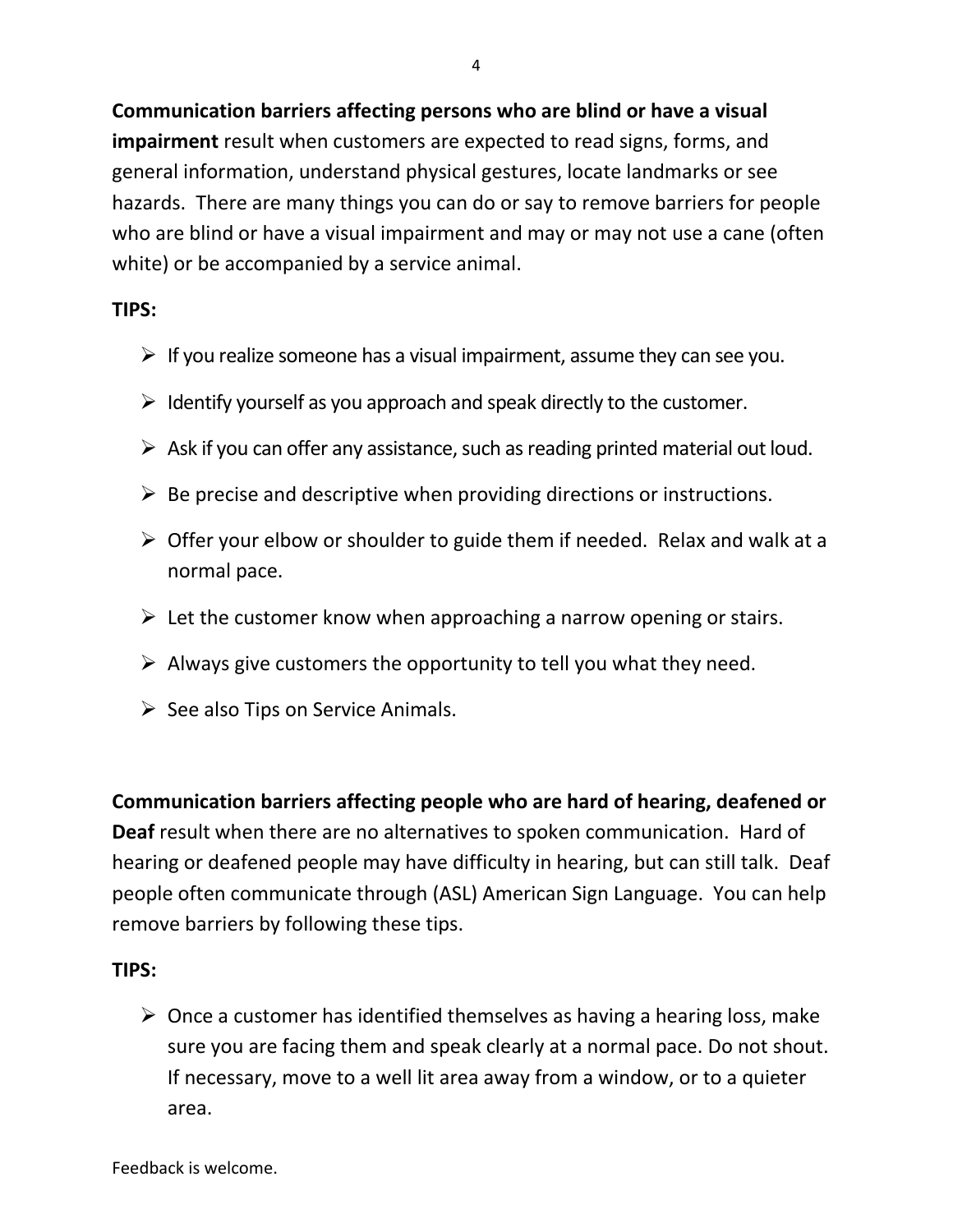**Communication barriers affecting persons who are blind or have a visual impairment** result when customers are expected to read signs, forms, and general information, understand physical gestures, locate landmarks or see hazards. There are many things you can do or say to remove barriers for people who are blind or have a visual impairment and may or may not use a cane (often white) or be accompanied by a service animal.

**TIPS:**

- If you realize someone has a visual impairment, assume they can see you.
- Identify yourself as you approach and speak directly to the customer.
- Ask if you can offer any assistance, such as reading printed material out loud.
- Be precise and descriptive when providing directions or instructions.
- Offer your elbow or shoulder to guide them if needed. Relax and walk at a normal pace.
- Let the customer know when approaching a narrow opening or stairs.
- Always give customers the opportunity to tell you what they need.
- See also Tips on Service Animals.

**Communication barriers affecting people who are hard of hearing, deafened or Deaf** result when there are no alternatives to spoken communication. Hard of hearing or deafened people may have difficulty in hearing, but can still talk. Deaf people often communicate through (ASL) American Sign Language. You can help remove barriers by following these tips.

**TIPS:**

- Once a customer has identified themselves as having a hearing loss, make sure you are facing them and speak clearly at a normal pace. Do not shout. If necessary, move to a well lit area away from a window, or to a quieter area.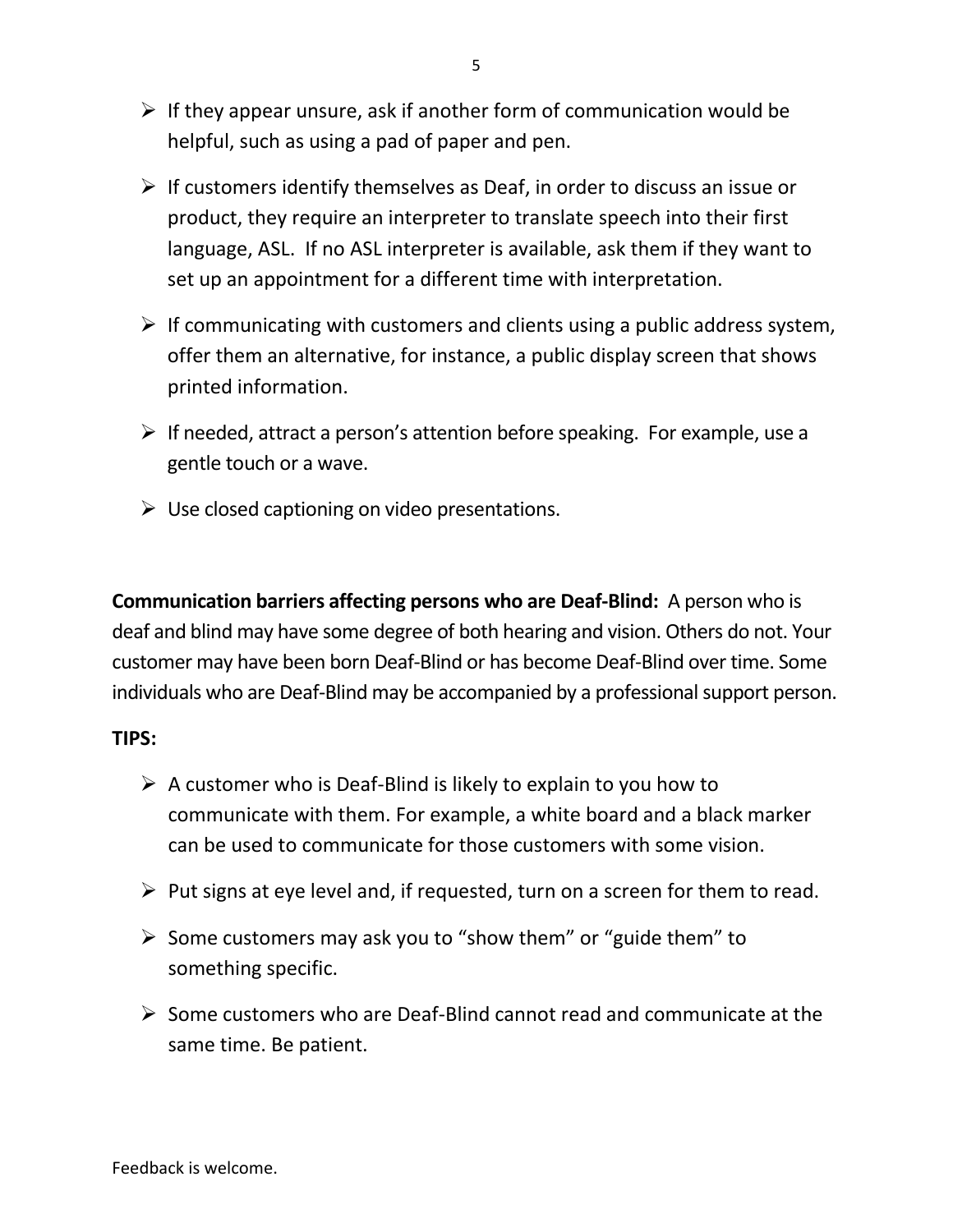- If they appear unsure, ask if another form of communication would be helpful, such as using a pad of paper and pen.

- If customers identify themselves as Deaf, in order to discuss an issue or product, they require an interpreter to translate speech into their first language, ASL. If no ASL interpreter is available, ask them if they want to set up an appointment for a different time with interpretation.

- If communicating with customers and clients using a public address system, offer them an alternative, for instance, a public display screen that shows printed information.

- If needed, attract a person's attention before speaking. For example, use a gentle touch or a wave.

- Use closed captioning on video presentations.

**Communication barriers affecting persons who are Deaf-Blind:** A person who is deaf and blind may have some degree of both hearing and vision. Others do not. Your customer may have been born Deaf-Blind or has become Deaf-Blind over time. Some individuals who are Deaf-Blind may be accompanied by a professional support person.

**TIPS:**

- A customer who is Deaf-Blind is likely to explain to you how to communicate with them. For example, a white board and a black marker can be used to communicate for those customers with some vision.

- Put signs at eye level and, if requested, turn on a screen for them to read.

- Some customers may ask you to "show them" or "guide them" to something specific.

- Some customers who are Deaf-Blind cannot read and communicate at the same time. Be patient.

Feedback is welcome.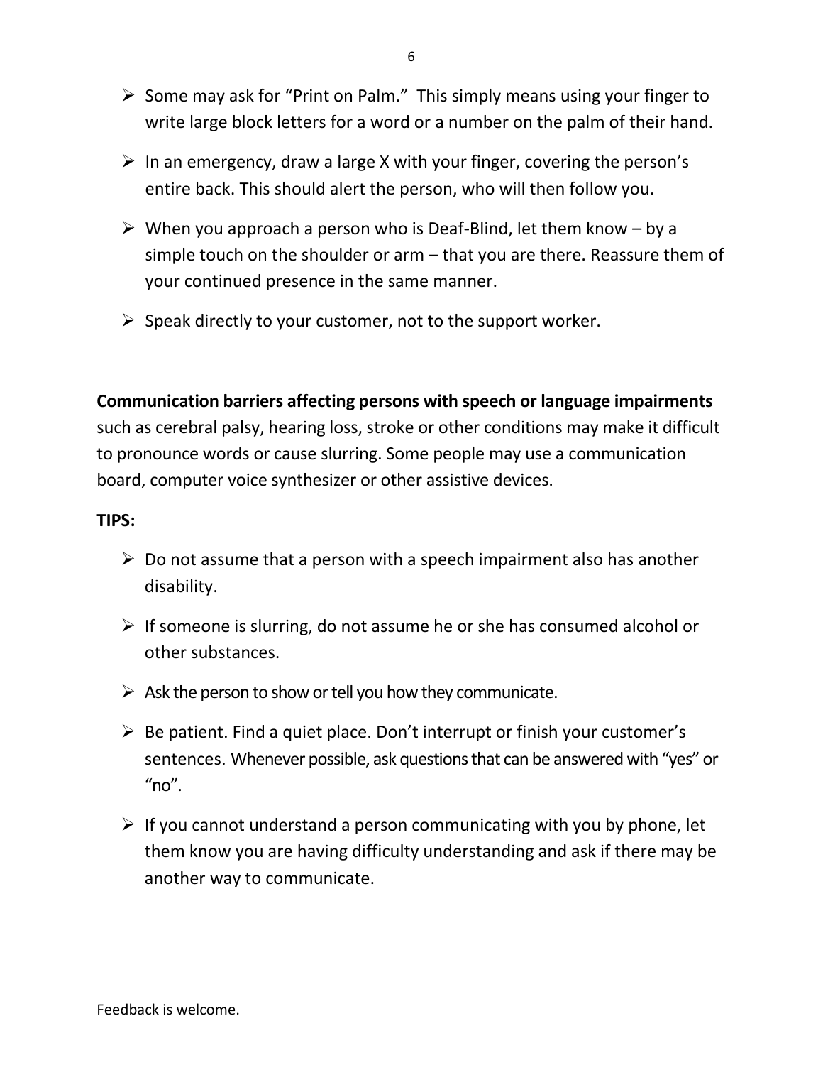- Some may ask for "Print on Palm." This simply means using your finger to write large block letters for a word or a number on the palm of their hand.
- In an emergency, draw a large X with your finger, covering the person's entire back. This should alert the person, who will then follow you.
- When you approach a person who is Deaf-Blind, let them know – by a simple touch on the shoulder or arm – that you are there. Reassure them of your continued presence in the same manner.
- Speak directly to your customer, not to the support worker.

**Communication barriers affecting persons with speech or language impairments** such as cerebral palsy, hearing loss, stroke or other conditions may make it difficult to pronounce words or cause slurring. Some people may use a communication board, computer voice synthesizer or other assistive devices.

**TIPS:**

- Do not assume that a person with a speech impairment also has another disability.
- If someone is slurring, do not assume he or she has consumed alcohol or other substances.
- Ask the person to show or tell you how they communicate.
- Be patient. Find a quiet place. Don't interrupt or finish your customer's sentences. Whenever possible, ask questions that can be answered with "yes" or "no".
- If you cannot understand a person communicating with you by phone, let them know you are having difficulty understanding and ask if there may be another way to communicate.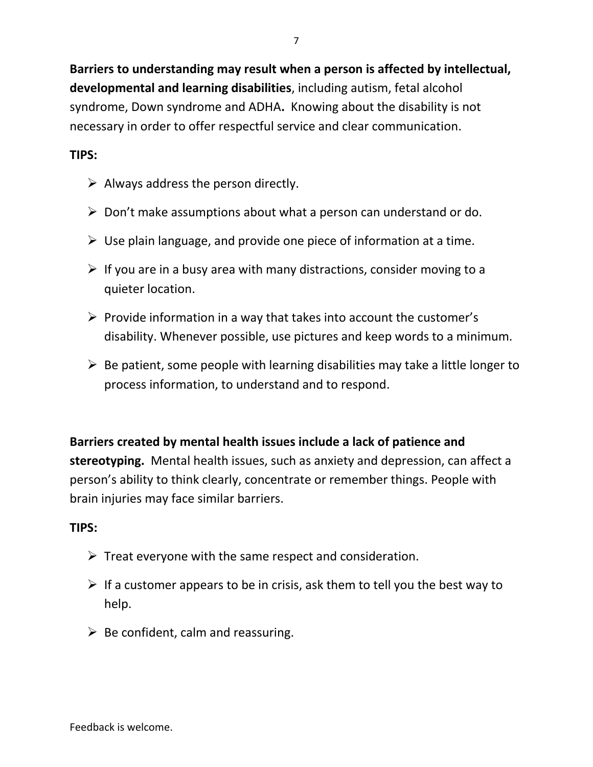**Barriers to understanding may result when a person is affected by intellectual, developmental and learning disabilities**, including autism, fetal alcohol syndrome, Down syndrome and ADHA**.** Knowing about the disability is not necessary in order to offer respectful service and clear communication.

**TIPS:**

- Always address the person directly.
- Don't make assumptions about what a person can understand or do.
- Use plain language, and provide one piece of information at a time.
- If you are in a busy area with many distractions, consider moving to a quieter location.
- Provide information in a way that takes into account the customer's disability. Whenever possible, use pictures and keep words to a minimum.
- Be patient, some people with learning disabilities may take a little longer to process information, to understand and to respond.

**Barriers created by mental health issues include a lack of patience and stereotyping.** Mental health issues, such as anxiety and depression, can affect a person's ability to think clearly, concentrate or remember things. People with brain injuries may face similar barriers.

**TIPS:**

- Treat everyone with the same respect and consideration.
- If a customer appears to be in crisis, ask them to tell you the best way to help.
- Be confident, calm and reassuring.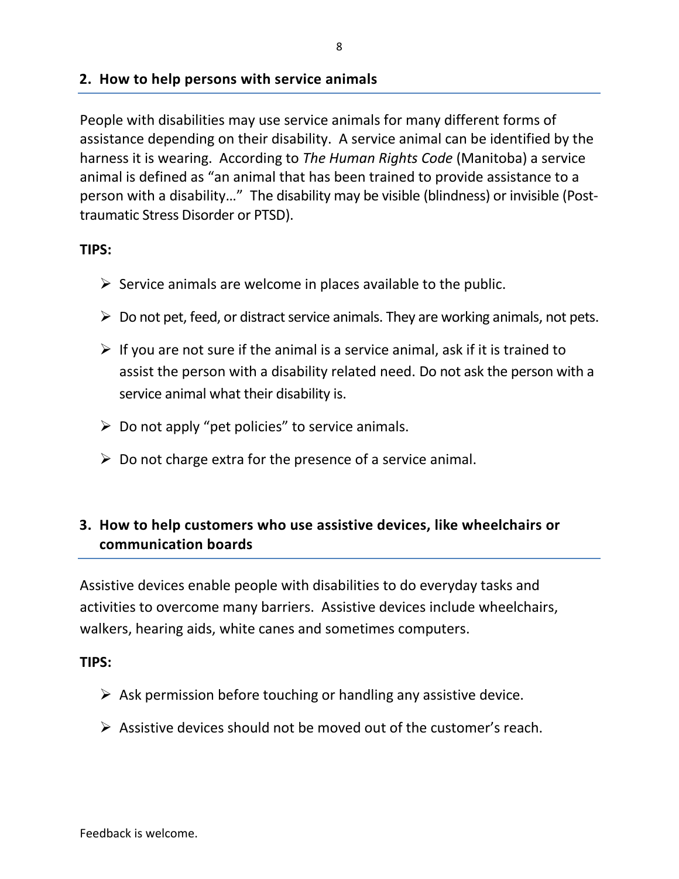## 2. How to help persons with service animals

People with disabilities may use service animals for many different forms of assistance depending on their disability. A service animal can be identified by the harness it is wearing. According to *The Human Rights Code* (Manitoba) a service animal is defined as "an animal that has been trained to provide assistance to a person with a disability…" The disability may be visible (blindness) or invisible (Post-traumatic Stress Disorder or PTSD).

**TIPS:**

- Service animals are welcome in places available to the public.
- Do not pet, feed, or distract service animals. They are working animals, not pets.
- If you are not sure if the animal is a service animal, ask if it is trained to assist the person with a disability related need. Do not ask the person with a service animal what their disability is.
- Do not apply "pet policies" to service animals.
- Do not charge extra for the presence of a service animal.

## 3. How to help customers who use assistive devices, like wheelchairs or communication boards

Assistive devices enable people with disabilities to do everyday tasks and activities to overcome many barriers. Assistive devices include wheelchairs, walkers, hearing aids, white canes and sometimes computers.

**TIPS:**

- Ask permission before touching or handling any assistive device.
- Assistive devices should not be moved out of the customer's reach.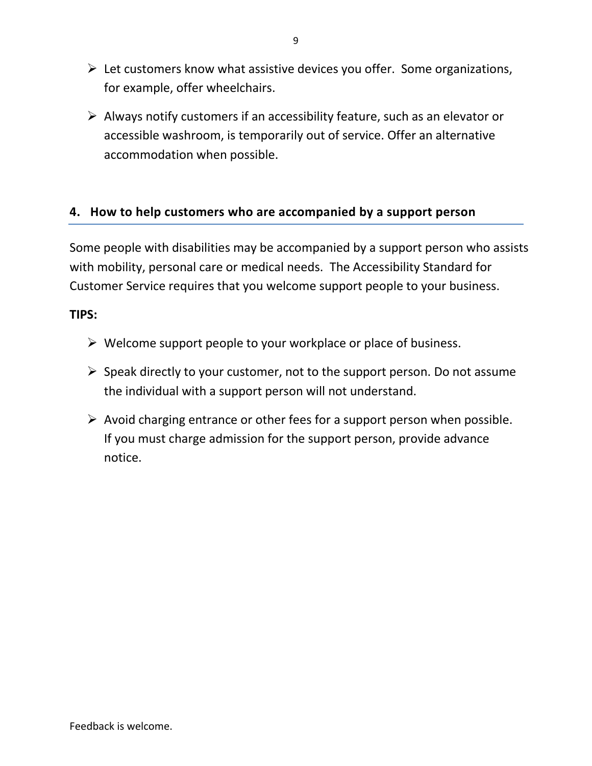- Let customers know what assistive devices you offer.  Some organizations, for example, offer wheelchairs.

- Always notify customers if an accessibility feature, such as an elevator or accessible washroom, is temporarily out of service. Offer an alternative accommodation when possible.

## 4. How to help customers who are accompanied by a support person

Some people with disabilities may be accompanied by a support person who assists with mobility, personal care or medical needs.  The Accessibility Standard for Customer Service requires that you welcome support people to your business.

**TIPS:**

- Welcome support people to your workplace or place of business.

- Speak directly to your customer, not to the support person. Do not assume the individual with a support person will not understand.

- Avoid charging entrance or other fees for a support person when possible. If you must charge admission for the support person, provide advance notice.

Feedback is welcome.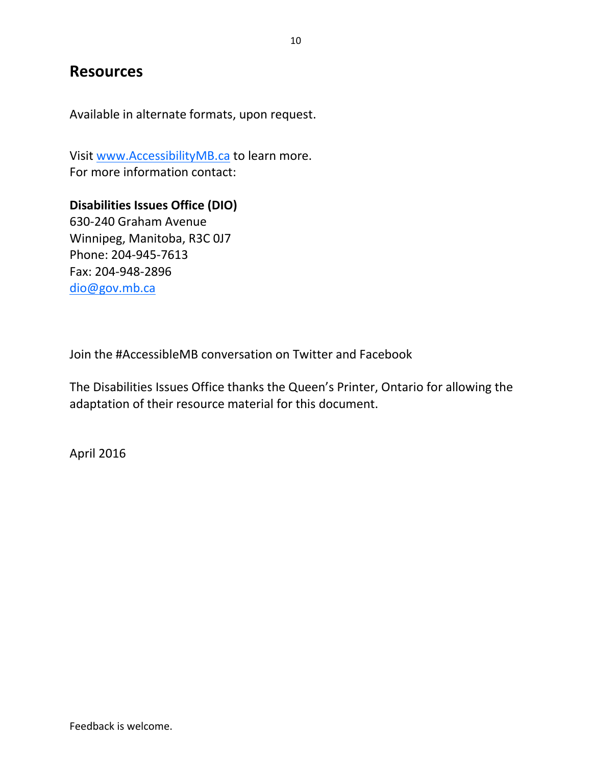## Resources

Available in alternate formats, upon request.

Visit [www.AccessibilityMB.ca](http://www.AccessibilityMB.ca) to learn more.
For more information contact:

**Disabilities Issues Office (DIO)**
630-240 Graham Avenue
Winnipeg, Manitoba, R3C 0J7
Phone: 204-945-7613
Fax: 204-948-2896
[dio@gov.mb.ca](mailto:dio@gov.mb.ca)

Join the #AccessibleMB conversation on Twitter and Facebook

The Disabilities Issues Office thanks the Queen's Printer, Ontario for allowing the adaptation of their resource material for this document.

April 2016

Feedback is welcome.